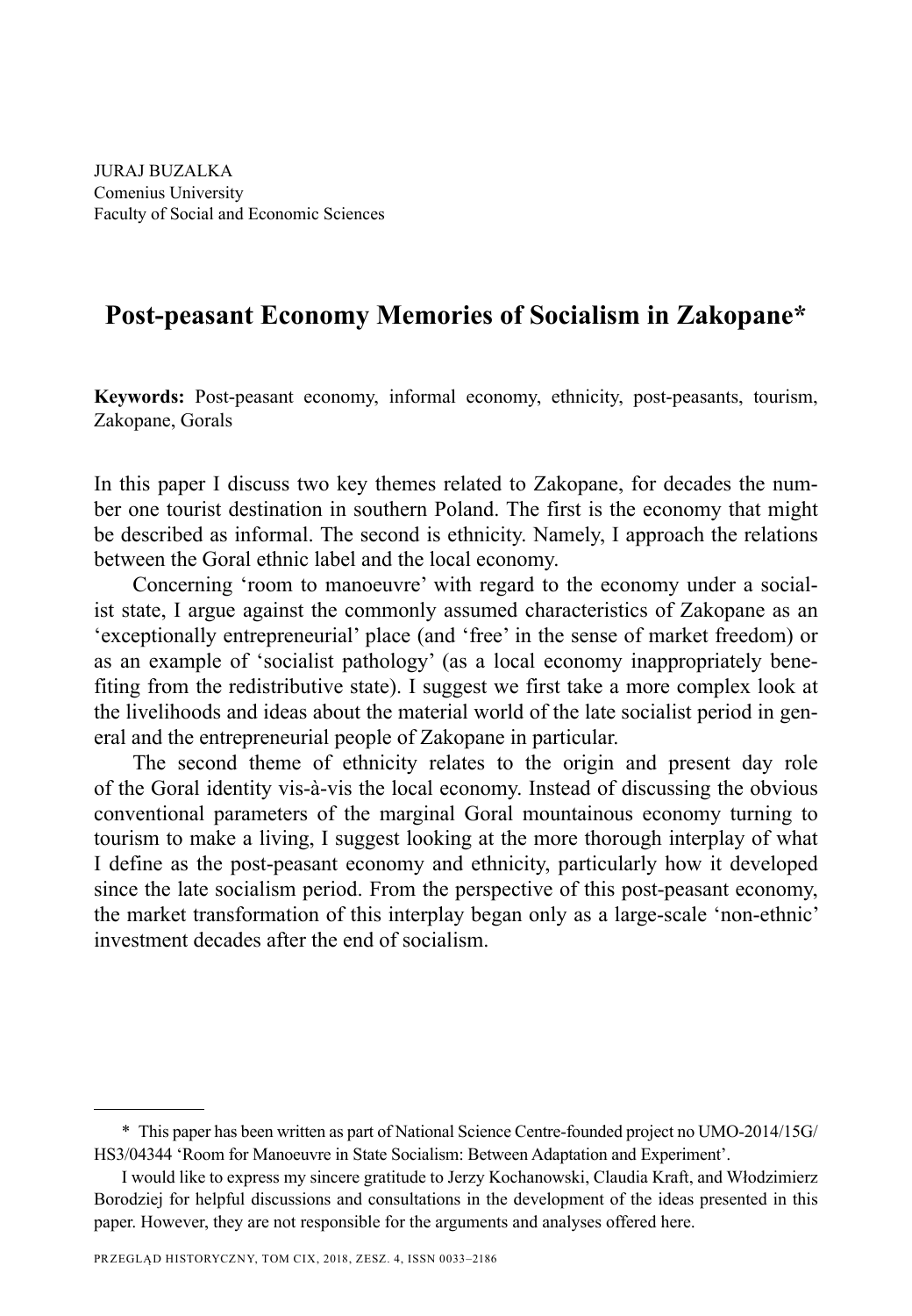JURAJ BUZALKA
Comenius University
Faculty of Social and Economic Sciences

# Post-peasant Economy Memories of Socialism in Zakopane*

**Keywords:** Post-peasant economy, informal economy, ethnicity, post-peasants, tourism, Zakopane, Gorals

In this paper I discuss two key themes related to Zakopane, for decades the number one tourist destination in southern Poland. The first is the economy that might be described as informal. The second is ethnicity. Namely, I approach the relations between the Goral ethnic label and the local economy.

Concerning 'room to manoeuvre' with regard to the economy under a socialist state, I argue against the commonly assumed characteristics of Zakopane as an 'exceptionally entrepreneurial' place (and 'free' in the sense of market freedom) or as an example of 'socialist pathology' (as a local economy inappropriately benefiting from the redistributive state). I suggest we first take a more complex look at the livelihoods and ideas about the material world of the late socialist period in general and the entrepreneurial people of Zakopane in particular.

The second theme of ethnicity relates to the origin and present day role of the Goral identity vis-à-vis the local economy. Instead of discussing the obvious conventional parameters of the marginal Goral mountainous economy turning to tourism to make a living, I suggest looking at the more thorough interplay of what I define as the post-peasant economy and ethnicity, particularly how it developed since the late socialism period. From the perspective of this post-peasant economy, the market transformation of this interplay began only as a large-scale 'non-ethnic' investment decades after the end of socialism.

---

\* This paper has been written as part of National Science Centre-founded project no UMO-2014/15G/HS3/04344 'Room for Manoeuvre in State Socialism: Between Adaptation and Experiment'.

I would like to express my sincere gratitude to Jerzy Kochanowski, Claudia Kraft, and Włodzimierz Borodziej for helpful discussions and consultations in the development of the ideas presented in this paper. However, they are not responsible for the arguments and analyses offered here.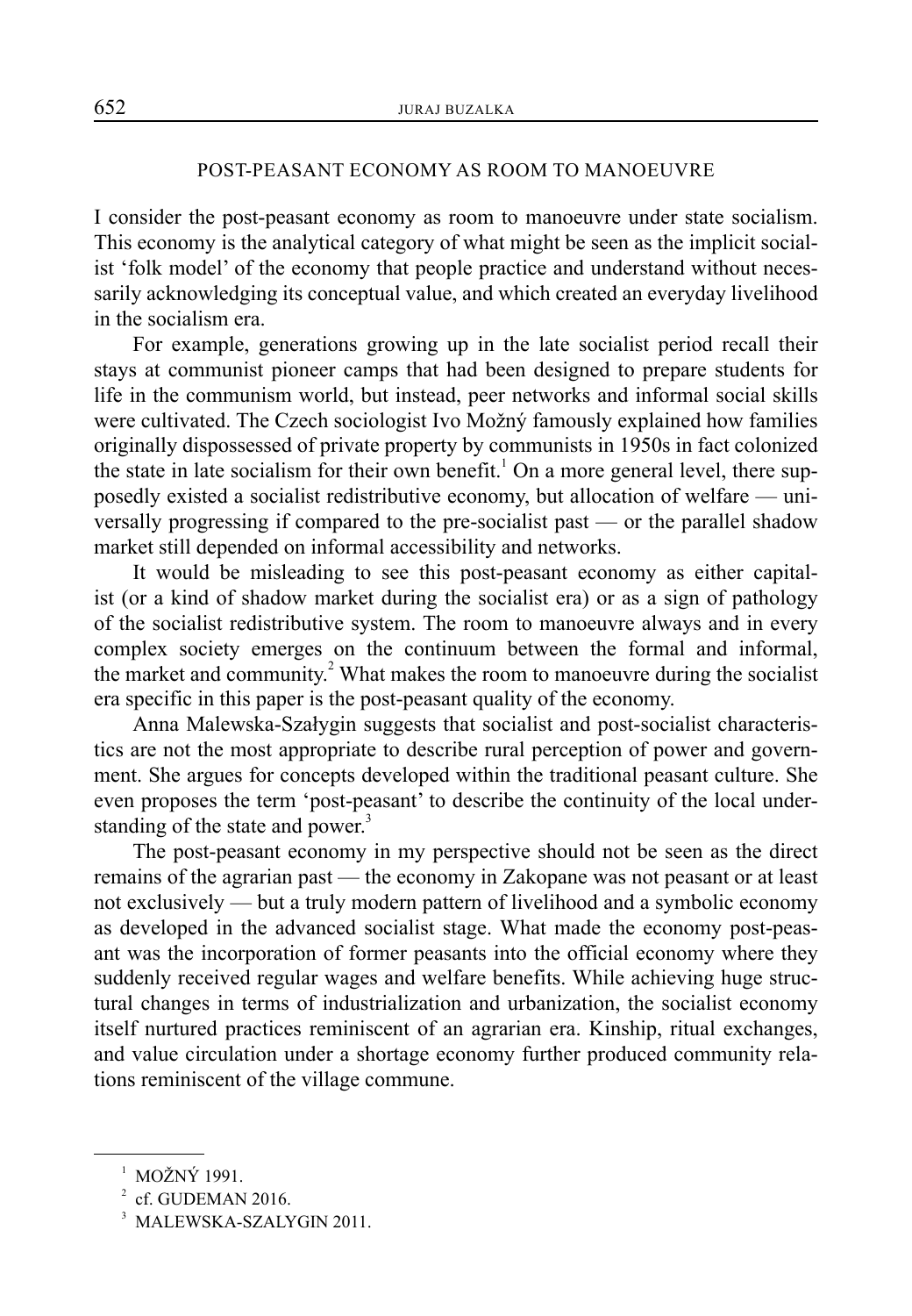## POST-PEASANT ECONOMY AS ROOM TO MANOEUVRE

I consider the post-peasant economy as room to manoeuvre under state socialism. This economy is the analytical category of what might be seen as the implicit socialist 'folk model' of the economy that people practice and understand without necessarily acknowledging its conceptual value, and which created an everyday livelihood in the socialism era.

For example, generations growing up in the late socialist period recall their stays at communist pioneer camps that had been designed to prepare students for life in the communism world, but instead, peer networks and informal social skills were cultivated. The Czech sociologist Ivo Možný famously explained how families originally dispossessed of private property by communists in 1950s in fact colonized the state in late socialism for their own benefit.[1] On a more general level, there supposedly existed a socialist redistributive economy, but allocation of welfare — universally progressing if compared to the pre-socialist past — or the parallel shadow market still depended on informal accessibility and networks.

It would be misleading to see this post-peasant economy as either capitalist (or a kind of shadow market during the socialist era) or as a sign of pathology of the socialist redistributive system. The room to manoeuvre always and in every complex society emerges on the continuum between the formal and informal, the market and community.[2] What makes the room to manoeuvre during the socialist era specific in this paper is the post-peasant quality of the economy.

Anna Malewska-Szałygin suggests that socialist and post-socialist characteristics are not the most appropriate to describe rural perception of power and government. She argues for concepts developed within the traditional peasant culture. She even proposes the term 'post-peasant' to describe the continuity of the local understanding of the state and power.[3]

The post-peasant economy in my perspective should not be seen as the direct remains of the agrarian past — the economy in Zakopane was not peasant or at least not exclusively — but a truly modern pattern of livelihood and a symbolic economy as developed in the advanced socialist stage. What made the economy post-peasant was the incorporation of former peasants into the official economy where they suddenly received regular wages and welfare benefits. While achieving huge structural changes in terms of industrialization and urbanization, the socialist economy itself nurtured practices reminiscent of an agrarian era. Kinship, ritual exchanges, and value circulation under a shortage economy further produced community relations reminiscent of the village commune.

---

[1] MOŽNÝ 1991.

[2] cf. GUDEMAN 2016.

[3] MALEWSKA-SZALYGIN 2011.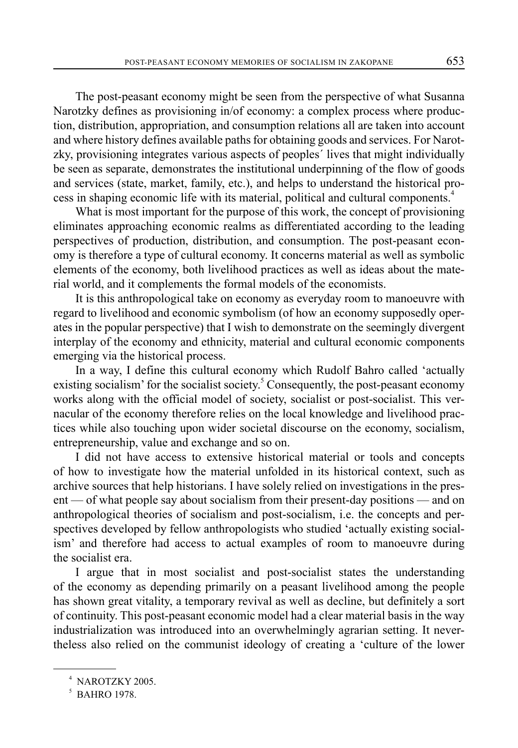The post-peasant economy might be seen from the perspective of what Susanna Narotzky defines as provisioning in/of economy: a complex process where production, distribution, appropriation, and consumption relations all are taken into account and where history defines available paths for obtaining goods and services. For Narotzky, provisioning integrates various aspects of peoples´ lives that might individually be seen as separate, demonstrates the institutional underpinning of the flow of goods and services (state, market, family, etc.), and helps to understand the historical process in shaping economic life with its material, political and cultural components.[4]

What is most important for the purpose of this work, the concept of provisioning eliminates approaching economic realms as differentiated according to the leading perspectives of production, distribution, and consumption. The post-peasant economy is therefore a type of cultural economy. It concerns material as well as symbolic elements of the economy, both livelihood practices as well as ideas about the material world, and it complements the formal models of the economists.

It is this anthropological take on economy as everyday room to manoeuvre with regard to livelihood and economic symbolism (of how an economy supposedly operates in the popular perspective) that I wish to demonstrate on the seemingly divergent interplay of the economy and ethnicity, material and cultural economic components emerging via the historical process.

In a way, I define this cultural economy which Rudolf Bahro called 'actually existing socialism' for the socialist society.[5] Consequently, the post-peasant economy works along with the official model of society, socialist or post-socialist. This vernacular of the economy therefore relies on the local knowledge and livelihood practices while also touching upon wider societal discourse on the economy, socialism, entrepreneurship, value and exchange and so on.

I did not have access to extensive historical material or tools and concepts of how to investigate how the material unfolded in its historical context, such as archive sources that help historians. I have solely relied on investigations in the present — of what people say about socialism from their present-day positions — and on anthropological theories of socialism and post-socialism, i.e. the concepts and perspectives developed by fellow anthropologists who studied 'actually existing socialism' and therefore had access to actual examples of room to manoeuvre during the socialist era.

I argue that in most socialist and post-socialist states the understanding of the economy as depending primarily on a peasant livelihood among the people has shown great vitality, a temporary revival as well as decline, but definitely a sort of continuity. This post-peasant economic model had a clear material basis in the way industrialization was introduced into an overwhelmingly agrarian setting. It nevertheless also relied on the communist ideology of creating a 'culture of the lower

---

[4] NAROTZKY 2005.

[5] BAHRO 1978.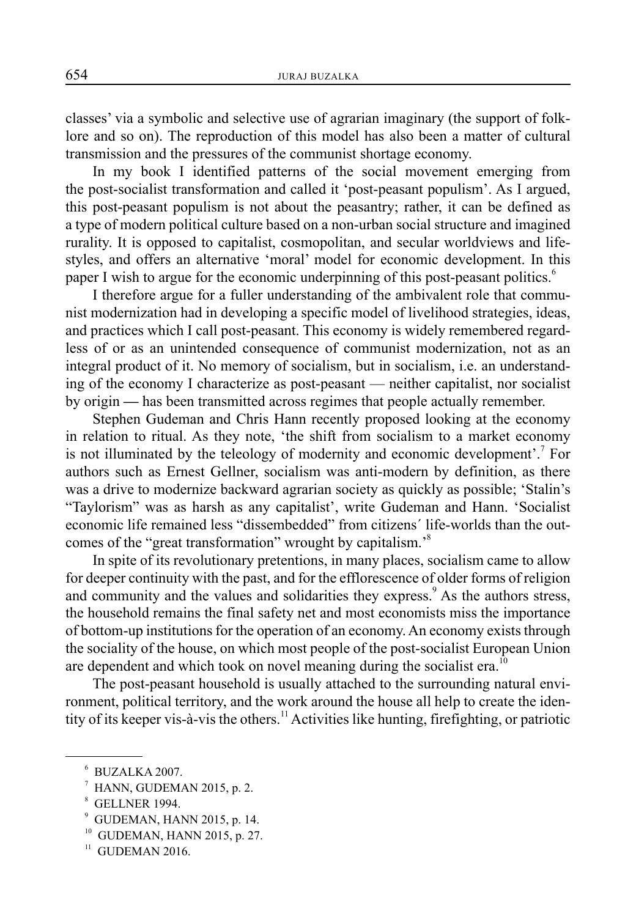classes' via a symbolic and selective use of agrarian imaginary (the support of folklore and so on). The reproduction of this model has also been a matter of cultural transmission and the pressures of the communist shortage economy.

In my book I identified patterns of the social movement emerging from the post-socialist transformation and called it 'post-peasant populism'. As I argued, this post-peasant populism is not about the peasantry; rather, it can be defined as a type of modern political culture based on a non-urban social structure and imagined rurality. It is opposed to capitalist, cosmopolitan, and secular worldviews and lifestyles, and offers an alternative 'moral' model for economic development. In this paper I wish to argue for the economic underpinning of this post-peasant politics.[6]

I therefore argue for a fuller understanding of the ambivalent role that communist modernization had in developing a specific model of livelihood strategies, ideas, and practices which I call post-peasant. This economy is widely remembered regardless of or as an unintended consequence of communist modernization, not as an integral product of it. No memory of socialism, but in socialism, i.e. an understanding of the economy I characterize as post-peasant — neither capitalist, nor socialist by origin — has been transmitted across regimes that people actually remember.

Stephen Gudeman and Chris Hann recently proposed looking at the economy in relation to ritual. As they note, 'the shift from socialism to a market economy is not illuminated by the teleology of modernity and economic development'.[7] For authors such as Ernest Gellner, socialism was anti-modern by definition, as there was a drive to modernize backward agrarian society as quickly as possible; 'Stalin's "Taylorism" was as harsh as any capitalist', write Gudeman and Hann. 'Socialist economic life remained less "dissembedded" from citizens´ life-worlds than the outcomes of the "great transformation" wrought by capitalism.'[8]

In spite of its revolutionary pretentions, in many places, socialism came to allow for deeper continuity with the past, and for the efflorescence of older forms of religion and community and the values and solidarities they express.[9] As the authors stress, the household remains the final safety net and most economists miss the importance of bottom-up institutions for the operation of an economy. An economy exists through the sociality of the house, on which most people of the post-socialist European Union are dependent and which took on novel meaning during the socialist era.[10]

The post-peasant household is usually attached to the surrounding natural environment, political territory, and the work around the house all help to create the identity of its keeper vis-à-vis the others.[11] Activities like hunting, firefighting, or patriotic

---

[6] BUZALKA 2007.

[7] HANN, GUDEMAN 2015, p. 2.

[8] GELLNER 1994.

[9] GUDEMAN, HANN 2015, p. 14.

[10] GUDEMAN, HANN 2015, p. 27.

[11] GUDEMAN 2016.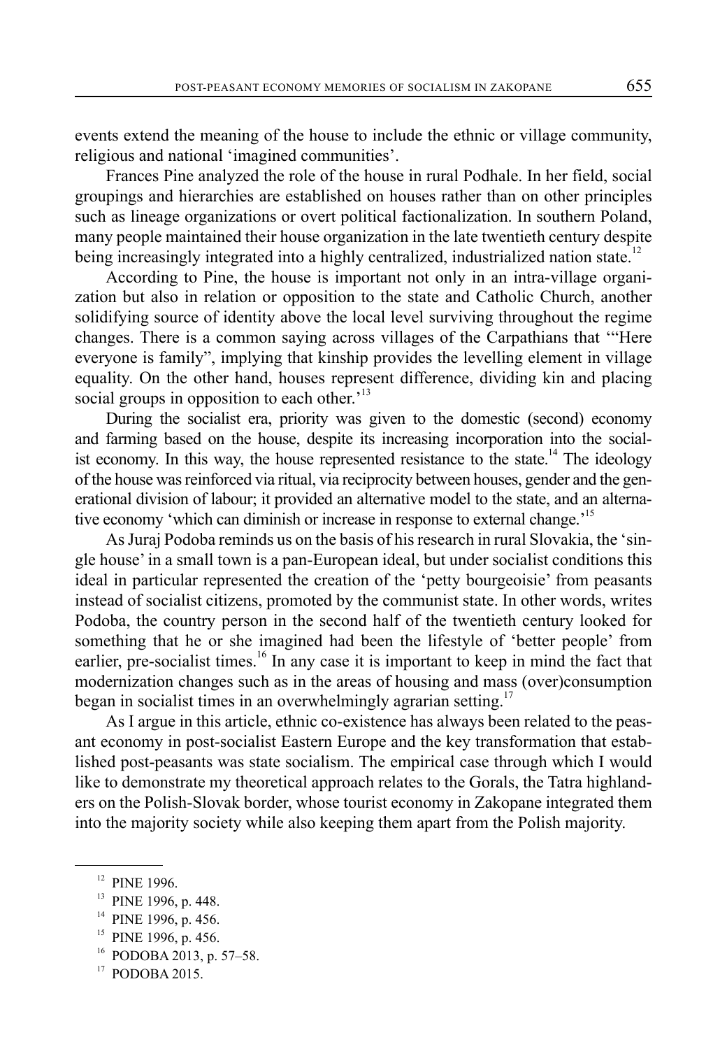events extend the meaning of the house to include the ethnic or village community, religious and national 'imagined communities'.

Frances Pine analyzed the role of the house in rural Podhale. In her field, social groupings and hierarchies are established on houses rather than on other principles such as lineage organizations or overt political factionalization. In southern Poland, many people maintained their house organization in the late twentieth century despite being increasingly integrated into a highly centralized, industrialized nation state.[12]

According to Pine, the house is important not only in an intra-village organization but also in relation or opposition to the state and Catholic Church, another solidifying source of identity above the local level surviving throughout the regime changes. There is a common saying across villages of the Carpathians that '"Here everyone is family", implying that kinship provides the levelling element in village equality. On the other hand, houses represent difference, dividing kin and placing social groups in opposition to each other.'[13]

During the socialist era, priority was given to the domestic (second) economy and farming based on the house, despite its increasing incorporation into the socialist economy. In this way, the house represented resistance to the state.[14] The ideology of the house was reinforced via ritual, via reciprocity between houses, gender and the generational division of labour; it provided an alternative model to the state, and an alternative economy 'which can diminish or increase in response to external change.'[15]

As Juraj Podoba reminds us on the basis of his research in rural Slovakia, the 'single house' in a small town is a pan-European ideal, but under socialist conditions this ideal in particular represented the creation of the 'petty bourgeoisie' from peasants instead of socialist citizens, promoted by the communist state. In other words, writes Podoba, the country person in the second half of the twentieth century looked for something that he or she imagined had been the lifestyle of 'better people' from earlier, pre-socialist times.[16] In any case it is important to keep in mind the fact that modernization changes such as in the areas of housing and mass (over)consumption began in socialist times in an overwhelmingly agrarian setting.[17]

As I argue in this article, ethnic co-existence has always been related to the peasant economy in post-socialist Eastern Europe and the key transformation that established post-peasants was state socialism. The empirical case through which I would like to demonstrate my theoretical approach relates to the Gorals, the Tatra highlanders on the Polish-Slovak border, whose tourist economy in Zakopane integrated them into the majority society while also keeping them apart from the Polish majority.

---

[12] PINE 1996.

[13] PINE 1996, p. 448.

[14] PINE 1996, p. 456.

[15] PINE 1996, p. 456.

[16] PODOBA 2013, p. 57–58.

[17] PODOBA 2015.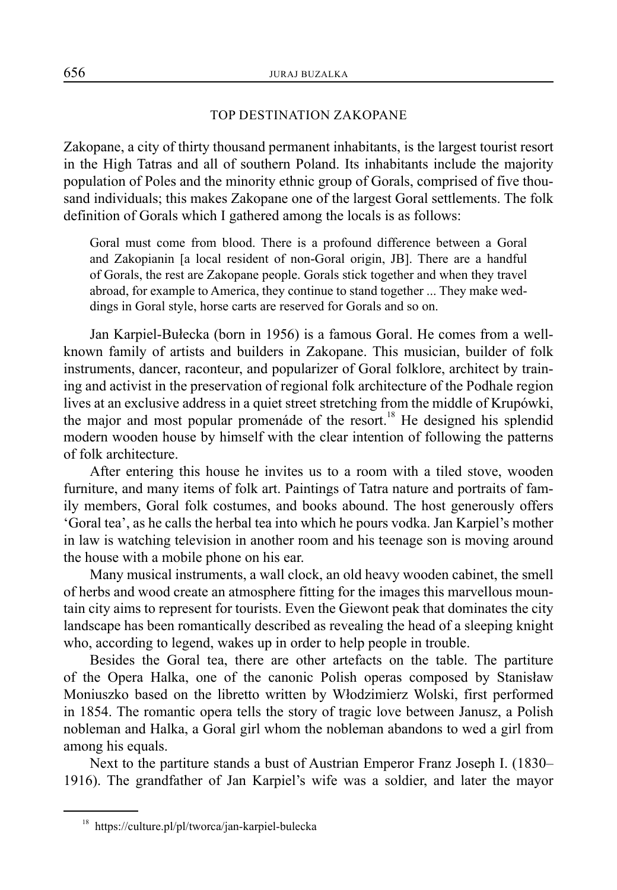## TOP DESTINATION ZAKOPANE

Zakopane, a city of thirty thousand permanent inhabitants, is the largest tourist resort in the High Tatras and all of southern Poland. Its inhabitants include the majority population of Poles and the minority ethnic group of Gorals, comprised of five thousand individuals; this makes Zakopane one of the largest Goral settlements. The folk definition of Gorals which I gathered among the locals is as follows:

> Goral must come from blood. There is a profound difference between a Goral and Zakopianin [a local resident of non-Goral origin, JB]. There are a handful of Gorals, the rest are Zakopane people. Gorals stick together and when they travel abroad, for example to America, they continue to stand together ... They make weddings in Goral style, horse carts are reserved for Gorals and so on.

Jan Karpiel-Bułecka (born in 1956) is a famous Goral. He comes from a well-known family of artists and builders in Zakopane. This musician, builder of folk instruments, dancer, raconteur, and popularizer of Goral folklore, architect by training and activist in the preservation of regional folk architecture of the Podhale region lives at an exclusive address in a quiet street stretching from the middle of Krupówki, the major and most popular promenáde of the resort.[18] He designed his splendid modern wooden house by himself with the clear intention of following the patterns of folk architecture.

After entering this house he invites us to a room with a tiled stove, wooden furniture, and many items of folk art. Paintings of Tatra nature and portraits of family members, Goral folk costumes, and books abound. The host generously offers 'Goral tea', as he calls the herbal tea into which he pours vodka. Jan Karpiel's mother in law is watching television in another room and his teenage son is moving around the house with a mobile phone on his ear.

Many musical instruments, a wall clock, an old heavy wooden cabinet, the smell of herbs and wood create an atmosphere fitting for the images this marvellous mountain city aims to represent for tourists. Even the Giewont peak that dominates the city landscape has been romantically described as revealing the head of a sleeping knight who, according to legend, wakes up in order to help people in trouble.

Besides the Goral tea, there are other artefacts on the table. The partiture of the Opera Halka, one of the canonic Polish operas composed by Stanisław Moniuszko based on the libretto written by Włodzimierz Wolski, first performed in 1854. The romantic opera tells the story of tragic love between Janusz, a Polish nobleman and Halka, a Goral girl whom the nobleman abandons to wed a girl from among his equals.

Next to the partiture stands a bust of Austrian Emperor Franz Joseph I. (1830–1916). The grandfather of Jan Karpiel's wife was a soldier, and later the mayor

[18] https://culture.pl/pl/tworca/jan-karpiel-bulecka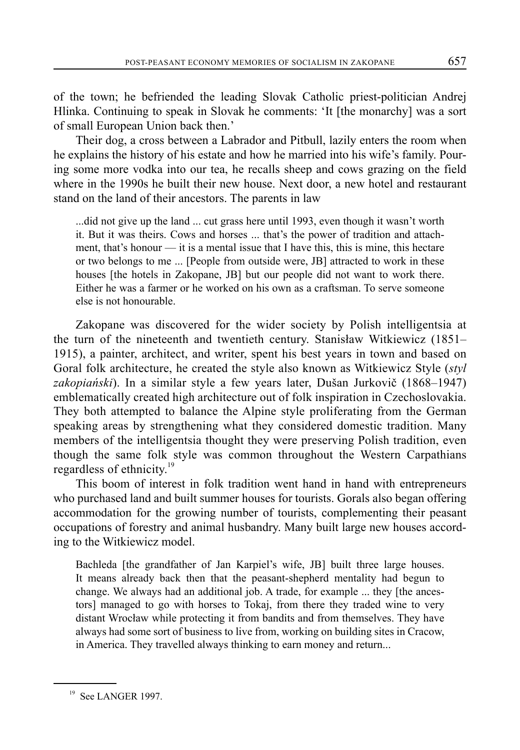of the town; he befriended the leading Slovak Catholic priest-politician Andrej Hlinka. Continuing to speak in Slovak he comments: 'It [the monarchy] was a sort of small European Union back then.'

Their dog, a cross between a Labrador and Pitbull, lazily enters the room when he explains the history of his estate and how he married into his wife's family. Pouring some more vodka into our tea, he recalls sheep and cows grazing on the field where in the 1990s he built their new house. Next door, a new hotel and restaurant stand on the land of their ancestors. The parents in law

> ...did not give up the land ... cut grass here until 1993, even though it wasn't worth it. But it was theirs. Cows and horses ... that's the power of tradition and attachment, that's honour — it is a mental issue that I have this, this is mine, this hectare or two belongs to me ... [People from outside were, JB] attracted to work in these houses [the hotels in Zakopane, JB] but our people did not want to work there. Either he was a farmer or he worked on his own as a craftsman. To serve someone else is not honourable.

Zakopane was discovered for the wider society by Polish intelligentsia at the turn of the nineteenth and twentieth century. Stanisław Witkiewicz (1851–1915), a painter, architect, and writer, spent his best years in town and based on Goral folk architecture, he created the style also known as Witkiewicz Style (*styl zakopiański*). In a similar style a few years later, Dušan Jurkovič (1868–1947) emblematically created high architecture out of folk inspiration in Czechoslovakia. They both attempted to balance the Alpine style proliferating from the German speaking areas by strengthening what they considered domestic tradition. Many members of the intelligentsia thought they were preserving Polish tradition, even though the same folk style was common throughout the Western Carpathians regardless of ethnicity.[19]

This boom of interest in folk tradition went hand in hand with entrepreneurs who purchased land and built summer houses for tourists. Gorals also began offering accommodation for the growing number of tourists, complementing their peasant occupations of forestry and animal husbandry. Many built large new houses according to the Witkiewicz model.

> Bachleda [the grandfather of Jan Karpiel's wife, JB] built three large houses. It means already back then that the peasant-shepherd mentality had begun to change. We always had an additional job. A trade, for example ... they [the ancestors] managed to go with horses to Tokaj, from there they traded wine to very distant Wrocław while protecting it from bandits and from themselves. They have always had some sort of business to live from, working on building sites in Cracow, in America. They travelled always thinking to earn money and return...

[19] See LANGER 1997.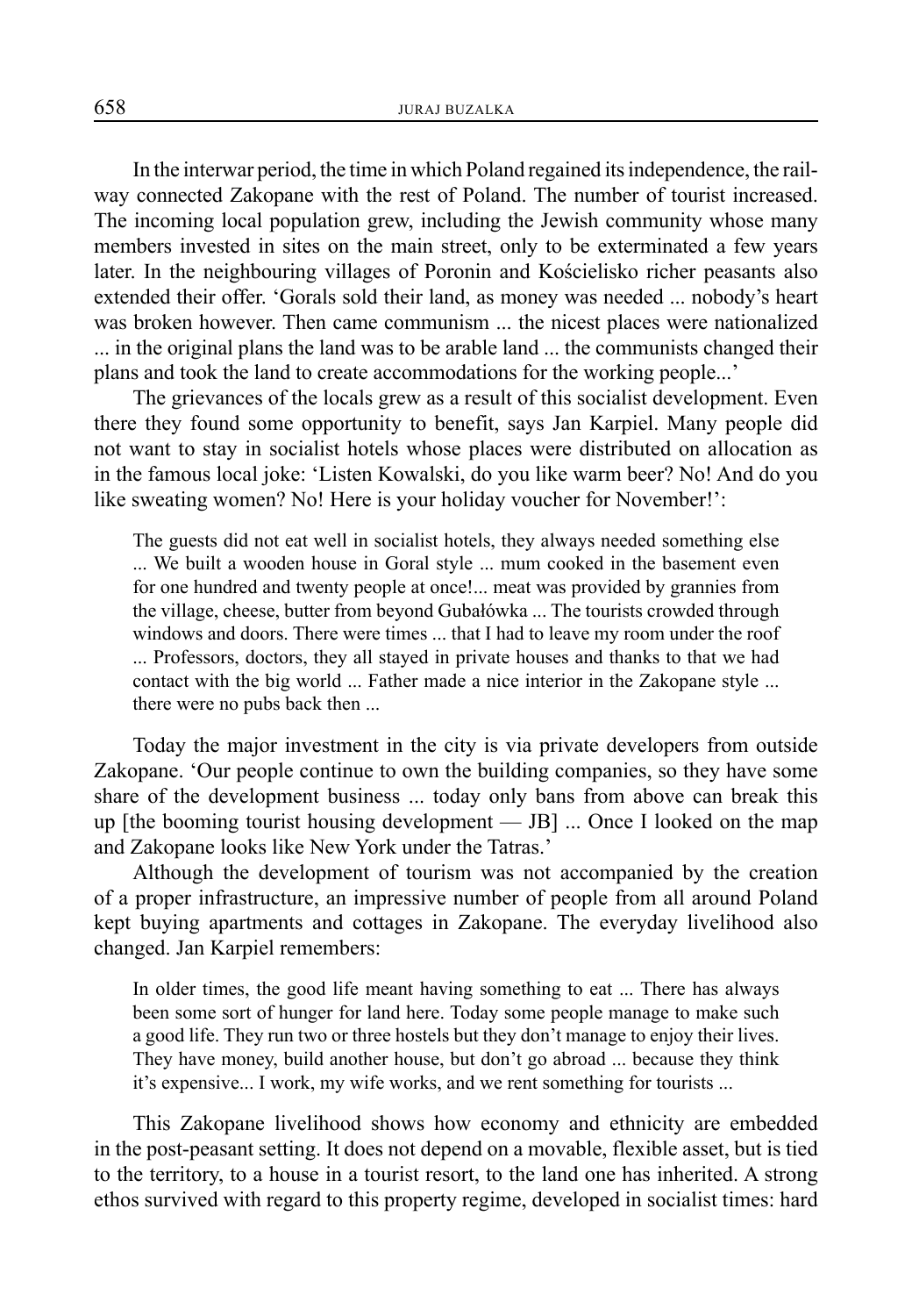In the interwar period, the time in which Poland regained its independence, the railway connected Zakopane with the rest of Poland. The number of tourist increased. The incoming local population grew, including the Jewish community whose many members invested in sites on the main street, only to be exterminated a few years later. In the neighbouring villages of Poronin and Kościelisko richer peasants also extended their offer. 'Gorals sold their land, as money was needed ... nobody's heart was broken however. Then came communism ... the nicest places were nationalized ... in the original plans the land was to be arable land ... the communists changed their plans and took the land to create accommodations for the working people...'

The grievances of the locals grew as a result of this socialist development. Even there they found some opportunity to benefit, says Jan Karpiel. Many people did not want to stay in socialist hotels whose places were distributed on allocation as in the famous local joke: 'Listen Kowalski, do you like warm beer? No! And do you like sweating women? No! Here is your holiday voucher for November!':

> The guests did not eat well in socialist hotels, they always needed something else ... We built a wooden house in Goral style ... mum cooked in the basement even for one hundred and twenty people at once!... meat was provided by grannies from the village, cheese, butter from beyond Gubałówka ... The tourists crowded through windows and doors. There were times ... that I had to leave my room under the roof ... Professors, doctors, they all stayed in private houses and thanks to that we had contact with the big world ... Father made a nice interior in the Zakopane style ... there were no pubs back then ...

Today the major investment in the city is via private developers from outside Zakopane. 'Our people continue to own the building companies, so they have some share of the development business ... today only bans from above can break this up [the booming tourist housing development — JB] ... Once I looked on the map and Zakopane looks like New York under the Tatras.'

Although the development of tourism was not accompanied by the creation of a proper infrastructure, an impressive number of people from all around Poland kept buying apartments and cottages in Zakopane. The everyday livelihood also changed. Jan Karpiel remembers:

> In older times, the good life meant having something to eat ... There has always been some sort of hunger for land here. Today some people manage to make such a good life. They run two or three hostels but they don't manage to enjoy their lives. They have money, build another house, but don't go abroad ... because they think it's expensive... I work, my wife works, and we rent something for tourists ...

This Zakopane livelihood shows how economy and ethnicity are embedded in the post-peasant setting. It does not depend on a movable, flexible asset, but is tied to the territory, to a house in a tourist resort, to the land one has inherited. A strong ethos survived with regard to this property regime, developed in socialist times: hard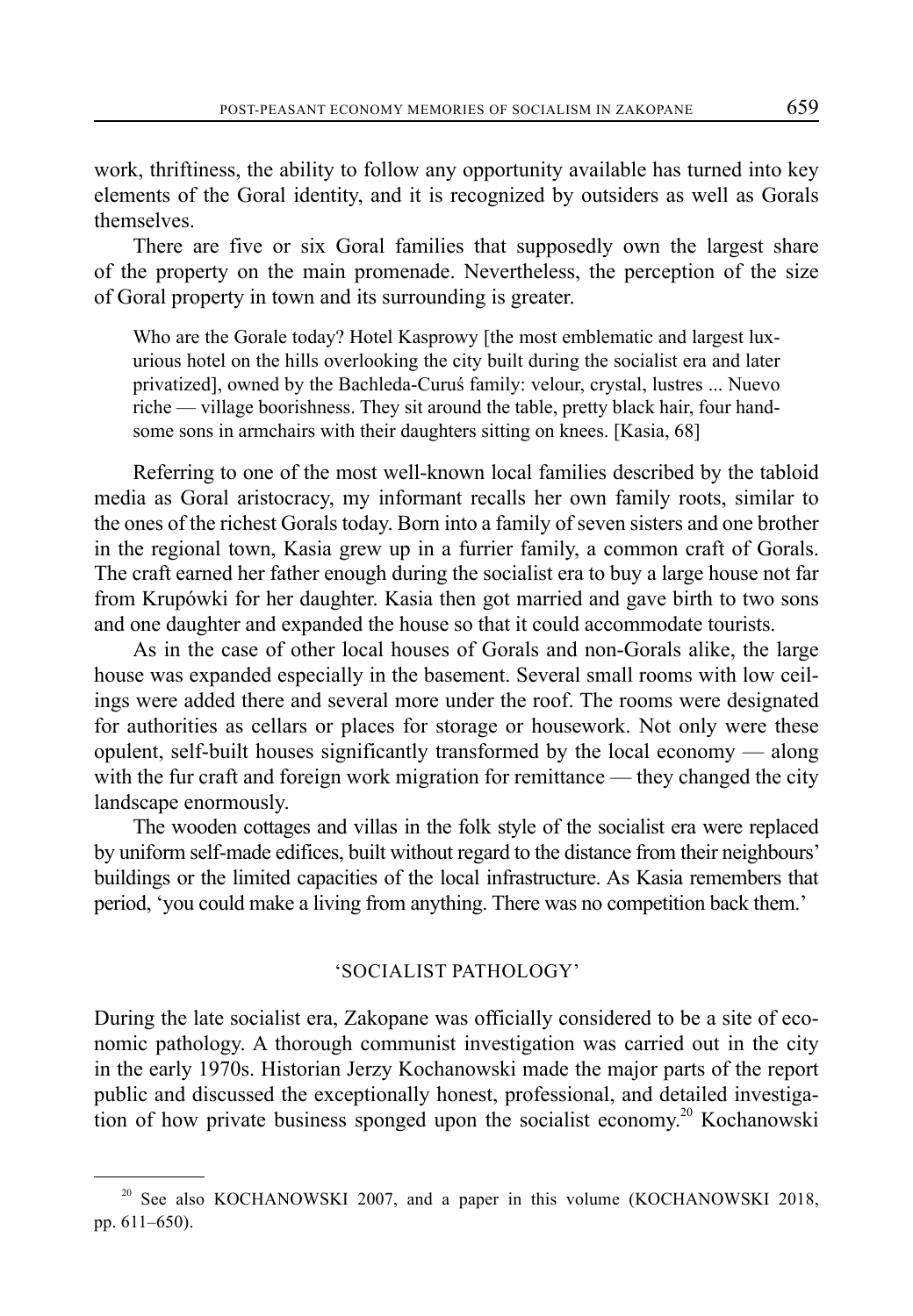work, thriftiness, the ability to follow any opportunity available has turned into key elements of the Goral identity, and it is recognized by outsiders as well as Gorals themselves.

There are five or six Goral families that supposedly own the largest share of the property on the main promenade. Nevertheless, the perception of the size of Goral property in town and its surrounding is greater.

> Who are the Gorale today? Hotel Kasprowy [the most emblematic and largest luxurious hotel on the hills overlooking the city built during the socialist era and later privatized], owned by the Bachleda-Curuś family: velour, crystal, lustres ... Nuevo riche — village boorishness. They sit around the table, pretty black hair, four handsome sons in armchairs with their daughters sitting on knees. [Kasia, 68]

Referring to one of the most well-known local families described by the tabloid media as Goral aristocracy, my informant recalls her own family roots, similar to the ones of the richest Gorals today. Born into a family of seven sisters and one brother in the regional town, Kasia grew up in a furrier family, a common craft of Gorals. The craft earned her father enough during the socialist era to buy a large house not far from Krupówki for her daughter. Kasia then got married and gave birth to two sons and one daughter and expanded the house so that it could accommodate tourists.

As in the case of other local houses of Gorals and non-Gorals alike, the large house was expanded especially in the basement. Several small rooms with low ceilings were added there and several more under the roof. The rooms were designated for authorities as cellars or places for storage or housework. Not only were these opulent, self-built houses significantly transformed by the local economy — along with the fur craft and foreign work migration for remittance — they changed the city landscape enormously.

The wooden cottages and villas in the folk style of the socialist era were replaced by uniform self-made edifices, built without regard to the distance from their neighbours' buildings or the limited capacities of the local infrastructure. As Kasia remembers that period, 'you could make a living from anything. There was no competition back them.'

## 'SOCIALIST PATHOLOGY'

During the late socialist era, Zakopane was officially considered to be a site of economic pathology. A thorough communist investigation was carried out in the city in the early 1970s. Historian Jerzy Kochanowski made the major parts of the report public and discussed the exceptionally honest, professional, and detailed investigation of how private business sponged upon the socialist economy.[20] Kochanowski

[20] See also KOCHANOWSKI 2007, and a paper in this volume (KOCHANOWSKI 2018, pp. 611–650).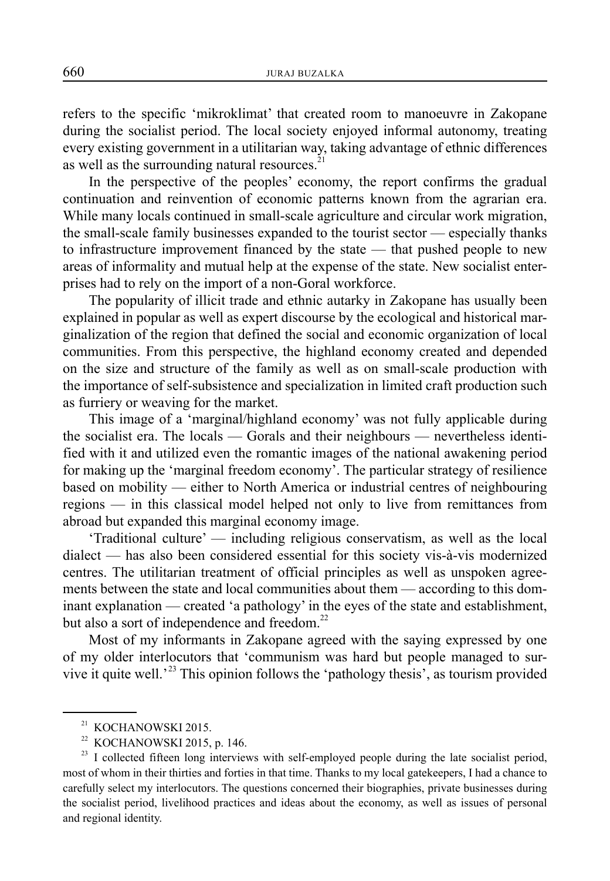refers to the specific 'mikroklimat' that created room to manoeuvre in Zakopane during the socialist period. The local society enjoyed informal autonomy, treating every existing government in a utilitarian way, taking advantage of ethnic differences as well as the surrounding natural resources.[21]

In the perspective of the peoples' economy, the report confirms the gradual continuation and reinvention of economic patterns known from the agrarian era. While many locals continued in small-scale agriculture and circular work migration, the small-scale family businesses expanded to the tourist sector — especially thanks to infrastructure improvement financed by the state — that pushed people to new areas of informality and mutual help at the expense of the state. New socialist enterprises had to rely on the import of a non-Goral workforce.

The popularity of illicit trade and ethnic autarky in Zakopane has usually been explained in popular as well as expert discourse by the ecological and historical marginalization of the region that defined the social and economic organization of local communities. From this perspective, the highland economy created and depended on the size and structure of the family as well as on small-scale production with the importance of self-subsistence and specialization in limited craft production such as furriery or weaving for the market.

This image of a 'marginal/highland economy' was not fully applicable during the socialist era. The locals — Gorals and their neighbours — nevertheless identified with it and utilized even the romantic images of the national awakening period for making up the 'marginal freedom economy'. The particular strategy of resilience based on mobility — either to North America or industrial centres of neighbouring regions — in this classical model helped not only to live from remittances from abroad but expanded this marginal economy image.

'Traditional culture' — including religious conservatism, as well as the local dialect — has also been considered essential for this society vis-à-vis modernized centres. The utilitarian treatment of official principles as well as unspoken agreements between the state and local communities about them — according to this dominant explanation — created 'a pathology' in the eyes of the state and establishment, but also a sort of independence and freedom.[22]

Most of my informants in Zakopane agreed with the saying expressed by one of my older interlocutors that 'communism was hard but people managed to survive it quite well.'[23] This opinion follows the 'pathology thesis', as tourism provided

---

[21] KOCHANOWSKI 2015.

[22] KOCHANOWSKI 2015, p. 146.

[23] I collected fifteen long interviews with self-employed people during the late socialist period, most of whom in their thirties and forties in that time. Thanks to my local gatekeepers, I had a chance to carefully select my interlocutors. The questions concerned their biographies, private businesses during the socialist period, livelihood practices and ideas about the economy, as well as issues of personal and regional identity.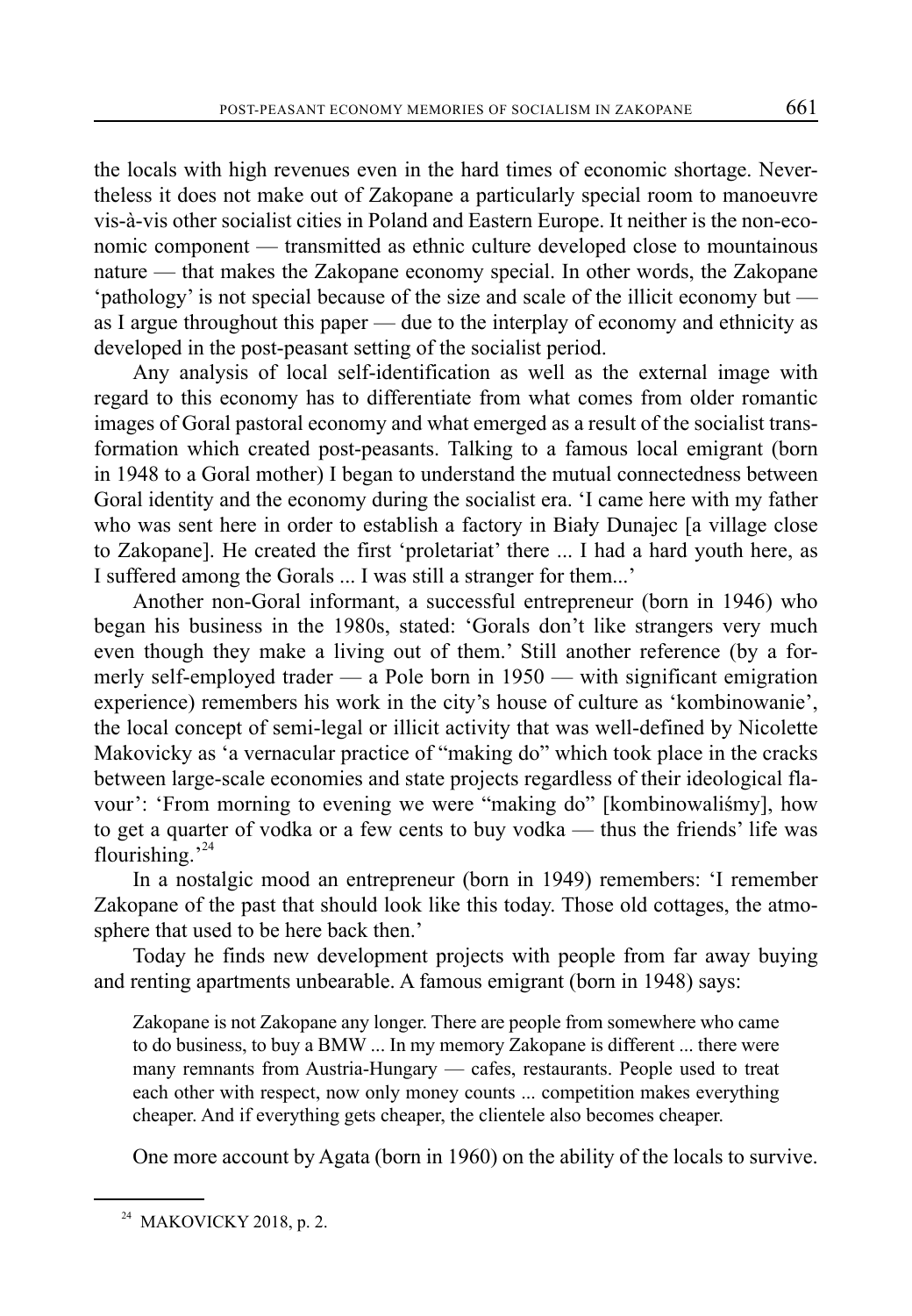the locals with high revenues even in the hard times of economic shortage. Nevertheless it does not make out of Zakopane a particularly special room to manoeuvre vis-à-vis other socialist cities in Poland and Eastern Europe. It neither is the non-economic component — transmitted as ethnic culture developed close to mountainous nature — that makes the Zakopane economy special. In other words, the Zakopane 'pathology' is not special because of the size and scale of the illicit economy but — as I argue throughout this paper — due to the interplay of economy and ethnicity as developed in the post-peasant setting of the socialist period.

Any analysis of local self-identification as well as the external image with regard to this economy has to differentiate from what comes from older romantic images of Goral pastoral economy and what emerged as a result of the socialist transformation which created post-peasants. Talking to a famous local emigrant (born in 1948 to a Goral mother) I began to understand the mutual connectedness between Goral identity and the economy during the socialist era. 'I came here with my father who was sent here in order to establish a factory in Biały Dunajec [a village close to Zakopane]. He created the first 'proletariat' there ... I had a hard youth here, as I suffered among the Gorals ... I was still a stranger for them...'

Another non-Goral informant, a successful entrepreneur (born in 1946) who began his business in the 1980s, stated: 'Gorals don't like strangers very much even though they make a living out of them.' Still another reference (by a formerly self-employed trader — a Pole born in 1950 — with significant emigration experience) remembers his work in the city's house of culture as 'kombinowanie', the local concept of semi-legal or illicit activity that was well-defined by Nicolette Makovicky as 'a vernacular practice of "making do" which took place in the cracks between large-scale economies and state projects regardless of their ideological flavour': 'From morning to evening we were "making do" [kombinowaliśmy], how to get a quarter of vodka or a few cents to buy vodka — thus the friends' life was flourishing.'[24]

In a nostalgic mood an entrepreneur (born in 1949) remembers: 'I remember Zakopane of the past that should look like this today. Those old cottages, the atmosphere that used to be here back then.'

Today he finds new development projects with people from far away buying and renting apartments unbearable. A famous emigrant (born in 1948) says:

> Zakopane is not Zakopane any longer. There are people from somewhere who came to do business, to buy a BMW ... In my memory Zakopane is different ... there were many remnants from Austria-Hungary — cafes, restaurants. People used to treat each other with respect, now only money counts ... competition makes everything cheaper. And if everything gets cheaper, the clientele also becomes cheaper.

One more account by Agata (born in 1960) on the ability of the locals to survive.

---

[24] MAKOVICKY 2018, p. 2.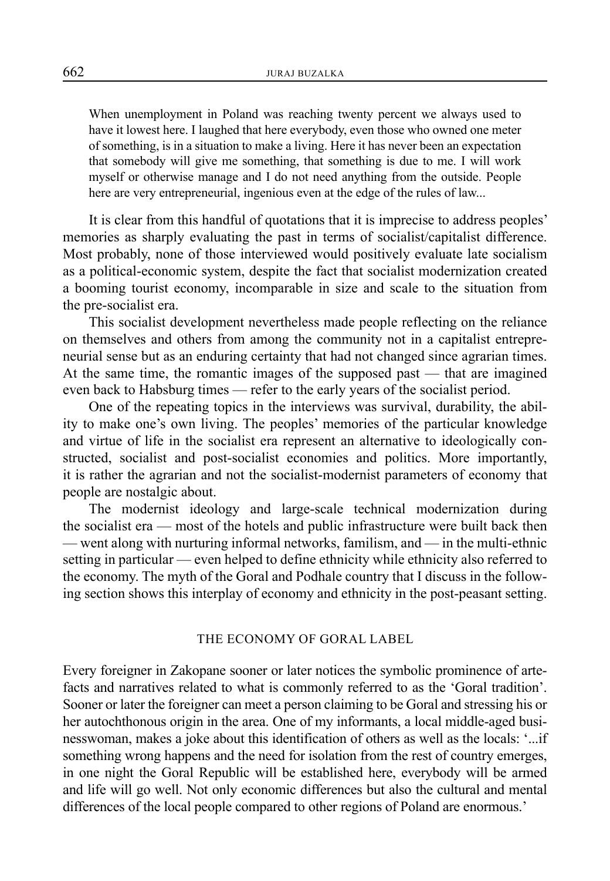> When unemployment in Poland was reaching twenty percent we always used to have it lowest here. I laughed that here everybody, even those who owned one meter of something, is in a situation to make a living. Here it has never been an expectation that somebody will give me something, that something is due to me. I will work myself or otherwise manage and I do not need anything from the outside. People here are very entrepreneurial, ingenious even at the edge of the rules of law...

It is clear from this handful of quotations that it is imprecise to address peoples' memories as sharply evaluating the past in terms of socialist/capitalist difference. Most probably, none of those interviewed would positively evaluate late socialism as a political-economic system, despite the fact that socialist modernization created a booming tourist economy, incomparable in size and scale to the situation from the pre-socialist era.

This socialist development nevertheless made people reflecting on the reliance on themselves and others from among the community not in a capitalist entrepreneurial sense but as an enduring certainty that had not changed since agrarian times. At the same time, the romantic images of the supposed past — that are imagined even back to Habsburg times — refer to the early years of the socialist period.

One of the repeating topics in the interviews was survival, durability, the ability to make one's own living. The peoples' memories of the particular knowledge and virtue of life in the socialist era represent an alternative to ideologically constructed, socialist and post-socialist economies and politics. More importantly, it is rather the agrarian and not the socialist-modernist parameters of economy that people are nostalgic about.

The modernist ideology and large-scale technical modernization during the socialist era — most of the hotels and public infrastructure were built back then — went along with nurturing informal networks, familism, and — in the multi-ethnic setting in particular — even helped to define ethnicity while ethnicity also referred to the economy. The myth of the Goral and Podhale country that I discuss in the following section shows this interplay of economy and ethnicity in the post-peasant setting.

## THE ECONOMY OF GORAL LABEL

Every foreigner in Zakopane sooner or later notices the symbolic prominence of artefacts and narratives related to what is commonly referred to as the 'Goral tradition'. Sooner or later the foreigner can meet a person claiming to be Goral and stressing his or her autochthonous origin in the area. One of my informants, a local middle-aged businesswoman, makes a joke about this identification of others as well as the locals: '...if something wrong happens and the need for isolation from the rest of country emerges, in one night the Goral Republic will be established here, everybody will be armed and life will go well. Not only economic differences but also the cultural and mental differences of the local people compared to other regions of Poland are enormous.'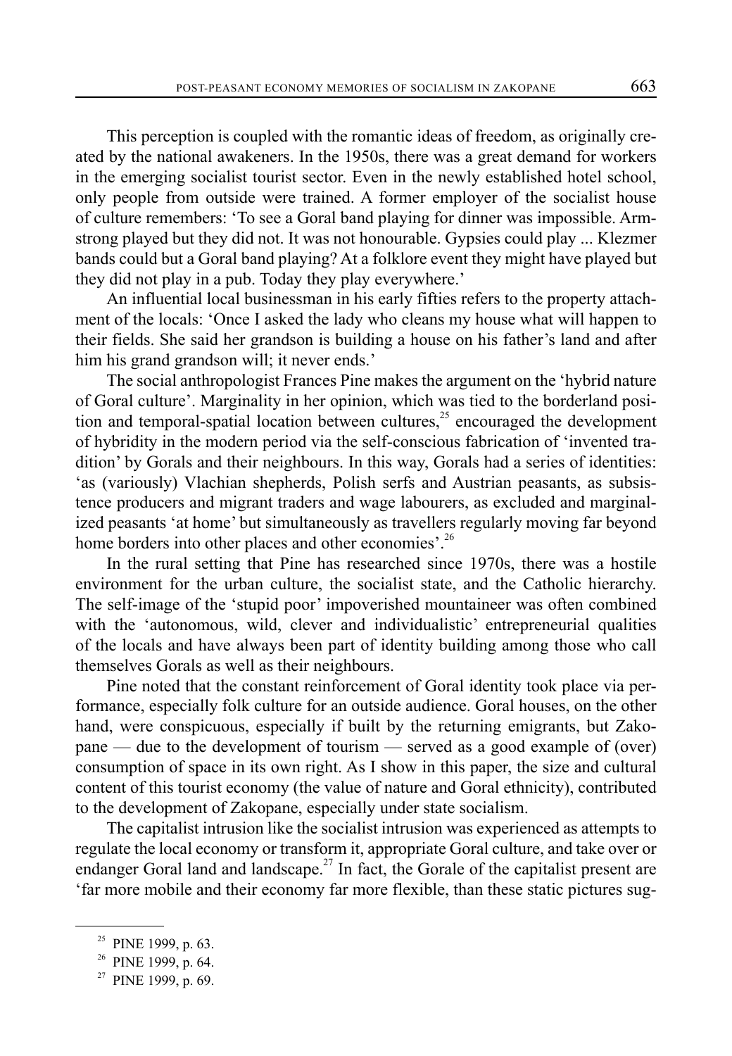This perception is coupled with the romantic ideas of freedom, as originally created by the national awakeners. In the 1950s, there was a great demand for workers in the emerging socialist tourist sector. Even in the newly established hotel school, only people from outside were trained. A former employer of the socialist house of culture remembers: 'To see a Goral band playing for dinner was impossible. Armstrong played but they did not. It was not honourable. Gypsies could play ... Klezmer bands could but a Goral band playing? At a folklore event they might have played but they did not play in a pub. Today they play everywhere.'

An influential local businessman in his early fifties refers to the property attachment of the locals: 'Once I asked the lady who cleans my house what will happen to their fields. She said her grandson is building a house on his father's land and after him his grand grandson will; it never ends.'

The social anthropologist Frances Pine makes the argument on the 'hybrid nature of Goral culture'. Marginality in her opinion, which was tied to the borderland position and temporal-spatial location between cultures,[25] encouraged the development of hybridity in the modern period via the self-conscious fabrication of 'invented tradition' by Gorals and their neighbours. In this way, Gorals had a series of identities: 'as (variously) Vlachian shepherds, Polish serfs and Austrian peasants, as subsistence producers and migrant traders and wage labourers, as excluded and marginalized peasants 'at home' but simultaneously as travellers regularly moving far beyond home borders into other places and other economies'.[26]

In the rural setting that Pine has researched since 1970s, there was a hostile environment for the urban culture, the socialist state, and the Catholic hierarchy. The self-image of the 'stupid poor' impoverished mountaineer was often combined with the 'autonomous, wild, clever and individualistic' entrepreneurial qualities of the locals and have always been part of identity building among those who call themselves Gorals as well as their neighbours.

Pine noted that the constant reinforcement of Goral identity took place via performance, especially folk culture for an outside audience. Goral houses, on the other hand, were conspicuous, especially if built by the returning emigrants, but Zakopane — due to the development of tourism — served as a good example of (over) consumption of space in its own right. As I show in this paper, the size and cultural content of this tourist economy (the value of nature and Goral ethnicity), contributed to the development of Zakopane, especially under state socialism.

The capitalist intrusion like the socialist intrusion was experienced as attempts to regulate the local economy or transform it, appropriate Goral culture, and take over or endanger Goral land and landscape.[27] In fact, the Gorale of the capitalist present are 'far more mobile and their economy far more flexible, than these static pictures sug-

---

[25] PINE 1999, p. 63.

[26] PINE 1999, p. 64.

[27] PINE 1999, p. 69.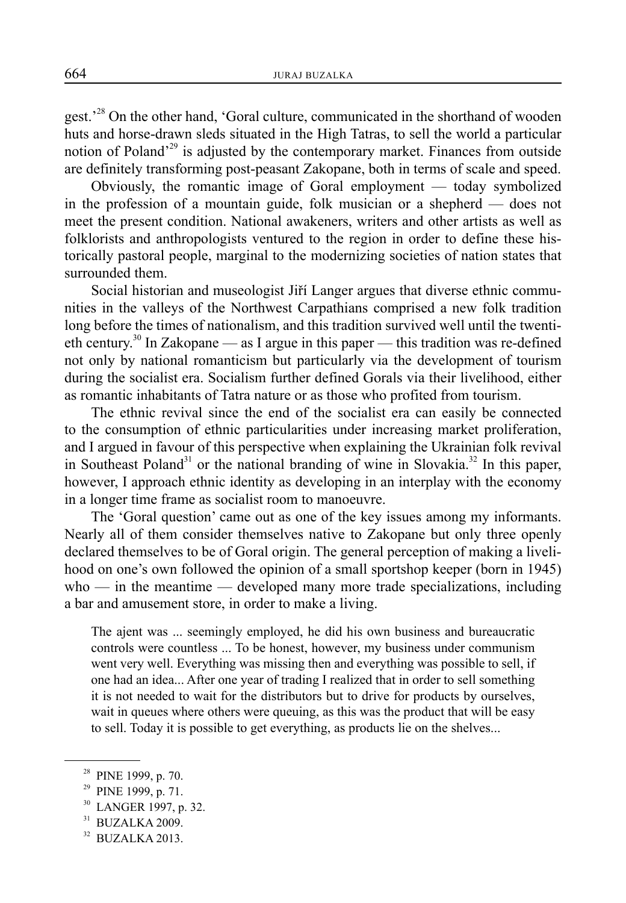gest.'[28] On the other hand, 'Goral culture, communicated in the shorthand of wooden huts and horse-drawn sleds situated in the High Tatras, to sell the world a particular notion of Poland'[29] is adjusted by the contemporary market. Finances from outside are definitely transforming post-peasant Zakopane, both in terms of scale and speed.

Obviously, the romantic image of Goral employment — today symbolized in the profession of a mountain guide, folk musician or a shepherd — does not meet the present condition. National awakeners, writers and other artists as well as folklorists and anthropologists ventured to the region in order to define these historically pastoral people, marginal to the modernizing societies of nation states that surrounded them.

Social historian and museologist Jiří Langer argues that diverse ethnic communities in the valleys of the Northwest Carpathians comprised a new folk tradition long before the times of nationalism, and this tradition survived well until the twentieth century.[30] In Zakopane — as I argue in this paper — this tradition was re-defined not only by national romanticism but particularly via the development of tourism during the socialist era. Socialism further defined Gorals via their livelihood, either as romantic inhabitants of Tatra nature or as those who profited from tourism.

The ethnic revival since the end of the socialist era can easily be connected to the consumption of ethnic particularities under increasing market proliferation, and I argued in favour of this perspective when explaining the Ukrainian folk revival in Southeast Poland[31] or the national branding of wine in Slovakia.[32] In this paper, however, I approach ethnic identity as developing in an interplay with the economy in a longer time frame as socialist room to manoeuvre.

The 'Goral question' came out as one of the key issues among my informants. Nearly all of them consider themselves native to Zakopane but only three openly declared themselves to be of Goral origin. The general perception of making a livelihood on one's own followed the opinion of a small sportshop keeper (born in 1945) who — in the meantime — developed many more trade specializations, including a bar and amusement store, in order to make a living.

> The ajent was ... seemingly employed, he did his own business and bureaucratic controls were countless ... To be honest, however, my business under communism went very well. Everything was missing then and everything was possible to sell, if one had an idea... After one year of trading I realized that in order to sell something it is not needed to wait for the distributors but to drive for products by ourselves, wait in queues where others were queuing, as this was the product that will be easy to sell. Today it is possible to get everything, as products lie on the shelves...

---

[28] PINE 1999, p. 70.

[29] PINE 1999, p. 71.

[30] LANGER 1997, p. 32.

[31] BUZALKA 2009.

[32] BUZALKA 2013.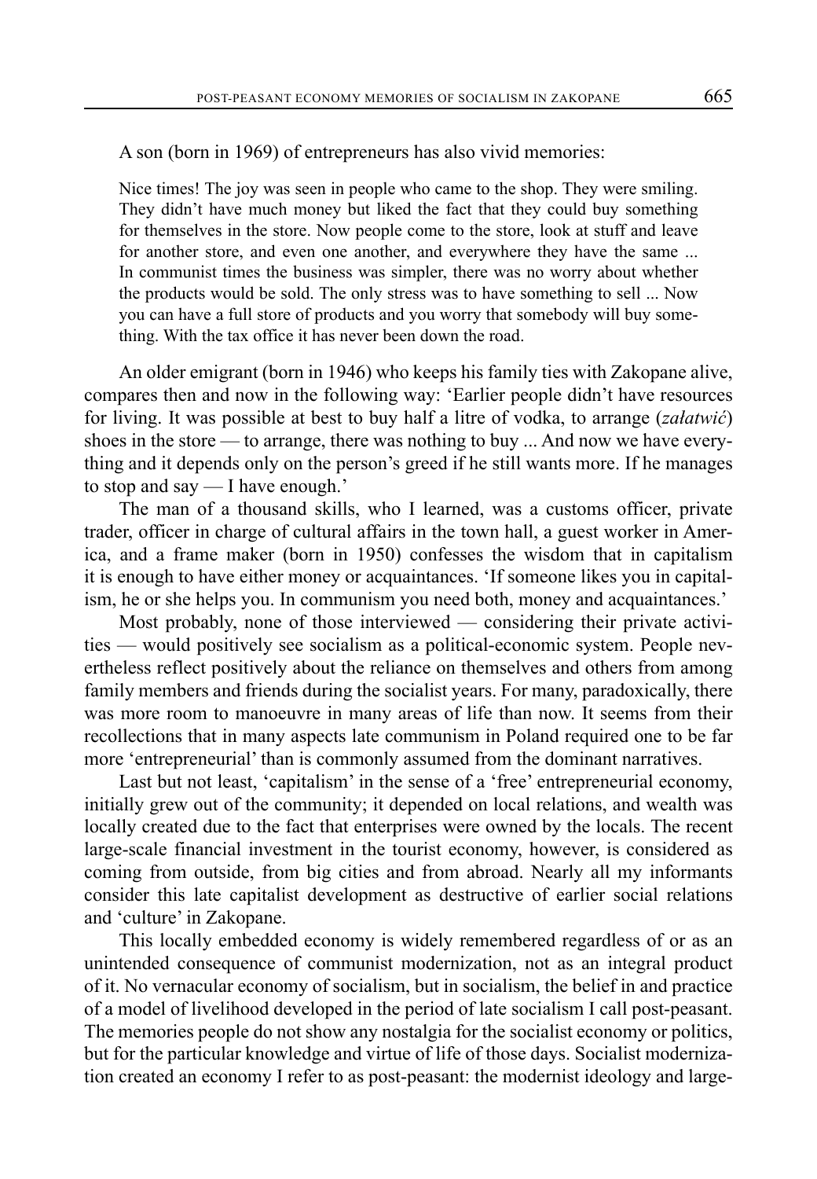A son (born in 1969) of entrepreneurs has also vivid memories:

> Nice times! The joy was seen in people who came to the shop. They were smiling. They didn't have much money but liked the fact that they could buy something for themselves in the store. Now people come to the store, look at stuff and leave for another store, and even one another, and everywhere they have the same ... In communist times the business was simpler, there was no worry about whether the products would be sold. The only stress was to have something to sell ... Now you can have a full store of products and you worry that somebody will buy something. With the tax office it has never been down the road.

An older emigrant (born in 1946) who keeps his family ties with Zakopane alive, compares then and now in the following way: 'Earlier people didn't have resources for living. It was possible at best to buy half a litre of vodka, to arrange (*załatwić*) shoes in the store — to arrange, there was nothing to buy ... And now we have everything and it depends only on the person's greed if he still wants more. If he manages to stop and say — I have enough.'

The man of a thousand skills, who I learned, was a customs officer, private trader, officer in charge of cultural affairs in the town hall, a guest worker in America, and a frame maker (born in 1950) confesses the wisdom that in capitalism it is enough to have either money or acquaintances. 'If someone likes you in capitalism, he or she helps you. In communism you need both, money and acquaintances.'

Most probably, none of those interviewed — considering their private activities — would positively see socialism as a political-economic system. People nevertheless reflect positively about the reliance on themselves and others from among family members and friends during the socialist years. For many, paradoxically, there was more room to manoeuvre in many areas of life than now. It seems from their recollections that in many aspects late communism in Poland required one to be far more 'entrepreneurial' than is commonly assumed from the dominant narratives.

Last but not least, 'capitalism' in the sense of a 'free' entrepreneurial economy, initially grew out of the community; it depended on local relations, and wealth was locally created due to the fact that enterprises were owned by the locals. The recent large-scale financial investment in the tourist economy, however, is considered as coming from outside, from big cities and from abroad. Nearly all my informants consider this late capitalist development as destructive of earlier social relations and 'culture' in Zakopane.

This locally embedded economy is widely remembered regardless of or as an unintended consequence of communist modernization, not as an integral product of it. No vernacular economy of socialism, but in socialism, the belief in and practice of a model of livelihood developed in the period of late socialism I call post-peasant. The memories people do not show any nostalgia for the socialist economy or politics, but for the particular knowledge and virtue of life of those days. Socialist modernization created an economy I refer to as post-peasant: the modernist ideology and large-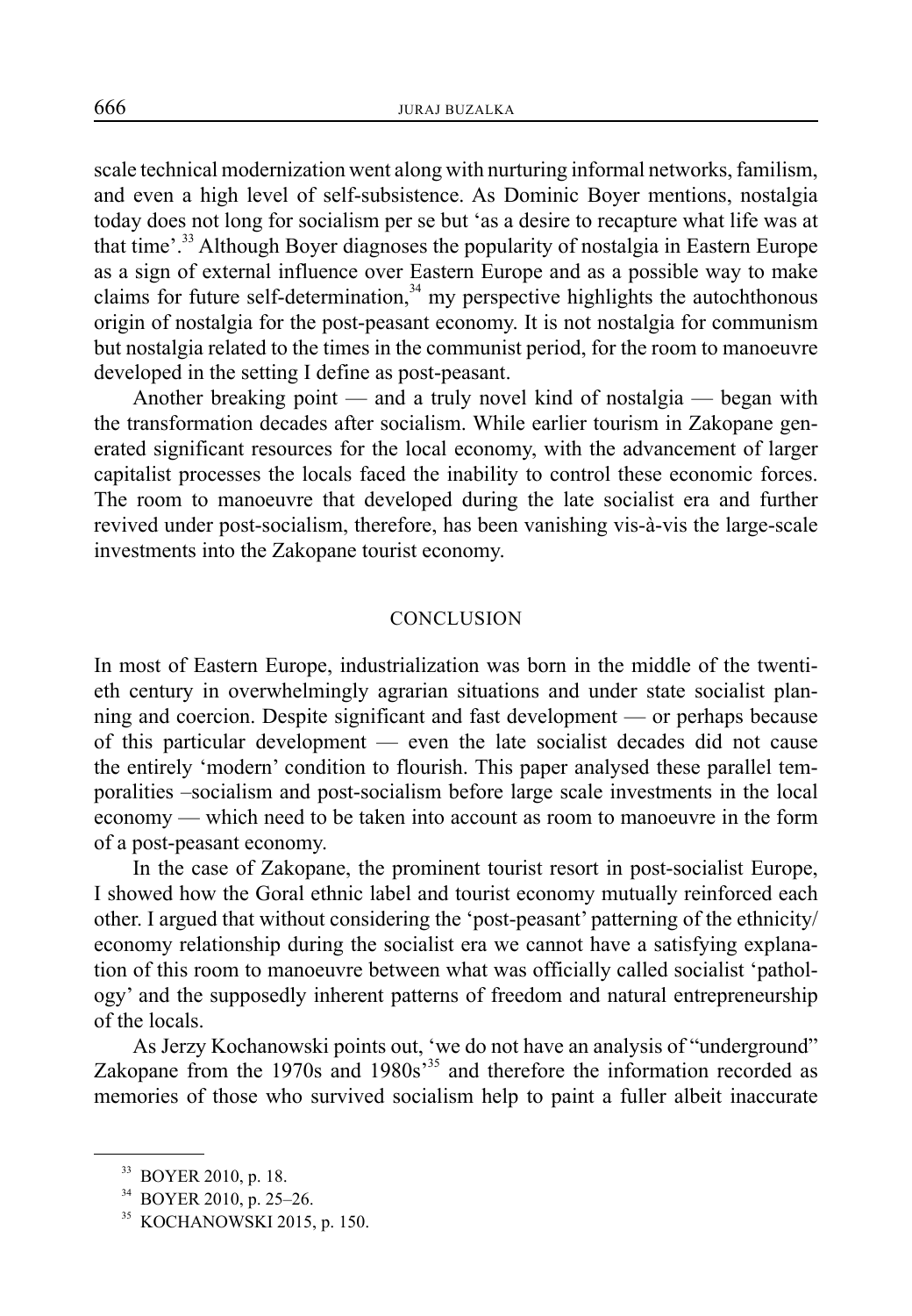scale technical modernization went along with nurturing informal networks, familism, and even a high level of self-subsistence. As Dominic Boyer mentions, nostalgia today does not long for socialism per se but 'as a desire to recapture what life was at that time'.[33] Although Boyer diagnoses the popularity of nostalgia in Eastern Europe as a sign of external influence over Eastern Europe and as a possible way to make claims for future self-determination,[34] my perspective highlights the autochthonous origin of nostalgia for the post-peasant economy. It is not nostalgia for communism but nostalgia related to the times in the communist period, for the room to manoeuvre developed in the setting I define as post-peasant.

Another breaking point — and a truly novel kind of nostalgia — began with the transformation decades after socialism. While earlier tourism in Zakopane generated significant resources for the local economy, with the advancement of larger capitalist processes the locals faced the inability to control these economic forces. The room to manoeuvre that developed during the late socialist era and further revived under post-socialism, therefore, has been vanishing vis-à-vis the large-scale investments into the Zakopane tourist economy.

## CONCLUSION

In most of Eastern Europe, industrialization was born in the middle of the twentieth century in overwhelmingly agrarian situations and under state socialist planning and coercion. Despite significant and fast development — or perhaps because of this particular development — even the late socialist decades did not cause the entirely 'modern' condition to flourish. This paper analysed these parallel temporalities –socialism and post-socialism before large scale investments in the local economy — which need to be taken into account as room to manoeuvre in the form of a post-peasant economy.

In the case of Zakopane, the prominent tourist resort in post-socialist Europe, I showed how the Goral ethnic label and tourist economy mutually reinforced each other. I argued that without considering the 'post-peasant' patterning of the ethnicity/economy relationship during the socialist era we cannot have a satisfying explanation of this room to manoeuvre between what was officially called socialist 'pathology' and the supposedly inherent patterns of freedom and natural entrepreneurship of the locals.

As Jerzy Kochanowski points out, 'we do not have an analysis of "underground" Zakopane from the 1970s and 1980s'[35] and therefore the information recorded as memories of those who survived socialism help to paint a fuller albeit inaccurate

[33] BOYER 2010, p. 18.

[34] BOYER 2010, p. 25–26.

[35] KOCHANOWSKI 2015, p. 150.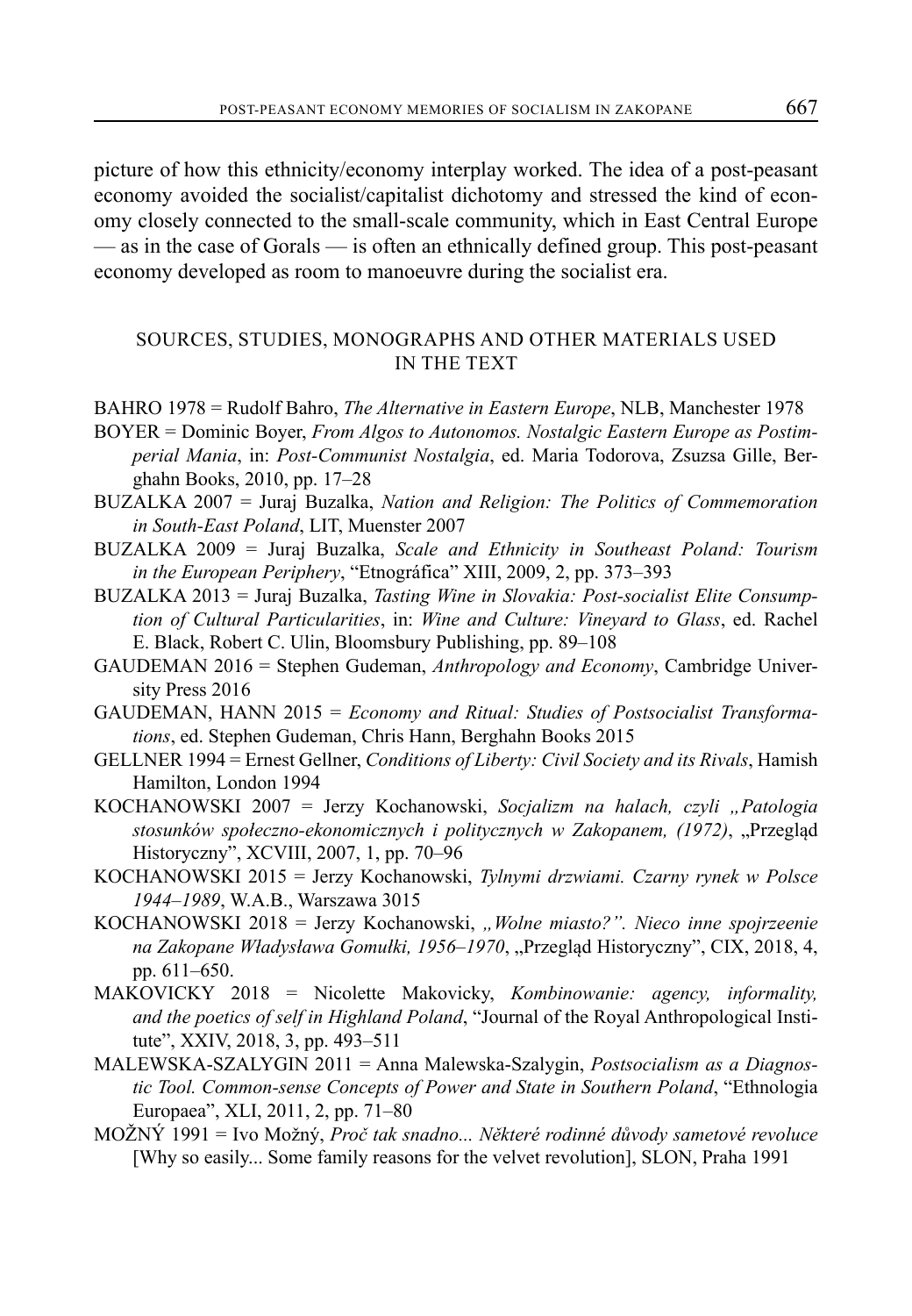picture of how this ethnicity/economy interplay worked. The idea of a post-peasant economy avoided the socialist/capitalist dichotomy and stressed the kind of economy closely connected to the small-scale community, which in East Central Europe — as in the case of Gorals — is often an ethnically defined group. This post-peasant economy developed as room to manoeuvre during the socialist era.

## SOURCES, STUDIES, MONOGRAPHS AND OTHER MATERIALS USED IN THE TEXT

BAHRO 1978 = Rudolf Bahro, *The Alternative in Eastern Europe*, NLB, Manchester 1978

BOYER = Dominic Boyer, *From Algos to Autonomos. Nostalgic Eastern Europe as Postimperial Mania*, in: *Post-Communist Nostalgia*, ed. Maria Todorova, Zsuzsa Gille, Berghahn Books, 2010, pp. 17–28

BUZALKA 2007 = Juraj Buzalka, *Nation and Religion: The Politics of Commemoration in South-East Poland*, LIT, Muenster 2007

BUZALKA 2009 = Juraj Buzalka, *Scale and Ethnicity in Southeast Poland: Tourism in the European Periphery*, "Etnográfica" XIII, 2009, 2, pp. 373–393

BUZALKA 2013 = Juraj Buzalka, *Tasting Wine in Slovakia: Post-socialist Elite Consumption of Cultural Particularities*, in: *Wine and Culture: Vineyard to Glass*, ed. Rachel E. Black, Robert C. Ulin, Bloomsbury Publishing, pp. 89–108

GAUDEMAN 2016 = Stephen Gudeman, *Anthropology and Economy*, Cambridge University Press 2016

GAUDEMAN, HANN 2015 = *Economy and Ritual: Studies of Postsocialist Transformations*, ed. Stephen Gudeman, Chris Hann, Berghahn Books 2015

GELLNER 1994 = Ernest Gellner, *Conditions of Liberty: Civil Society and its Rivals*, Hamish Hamilton, London 1994

KOCHANOWSKI 2007 = Jerzy Kochanowski, *Socjalizm na halach, czyli „Patologia stosunków społeczno-ekonomicznych i politycznych w Zakopanem, (1972)*, „Przegląd Historyczny", XCVIII, 2007, 1, pp. 70–96

KOCHANOWSKI 2015 = Jerzy Kochanowski, *Tylnymi drzwiami. Czarny rynek w Polsce 1944–1989*, W.A.B., Warszawa 3015

KOCHANOWSKI 2018 = Jerzy Kochanowski, *„Wolne miasto?". Nieco inne spojrzeenie na Zakopane Władysława Gomułki, 1956–1970*, „Przegląd Historyczny", CIX, 2018, 4, pp. 611–650.

MAKOVICKY 2018 = Nicolette Makovicky, *Kombinowanie: agency, informality, and the poetics of self in Highland Poland*, "Journal of the Royal Anthropological Institute", XXIV, 2018, 3, pp. 493–511

MALEWSKA-SZALYGIN 2011 = Anna Malewska-Szalygin, *Postsocialism as a Diagnostic Tool. Common-sense Concepts of Power and State in Southern Poland*, "Ethnologia Europaea", XLI, 2011, 2, pp. 71–80

MOŽNÝ 1991 = Ivo Možný, *Proč tak snadno... Některé rodinné důvody sametové revoluce* [Why so easily... Some family reasons for the velvet revolution], SLON, Praha 1991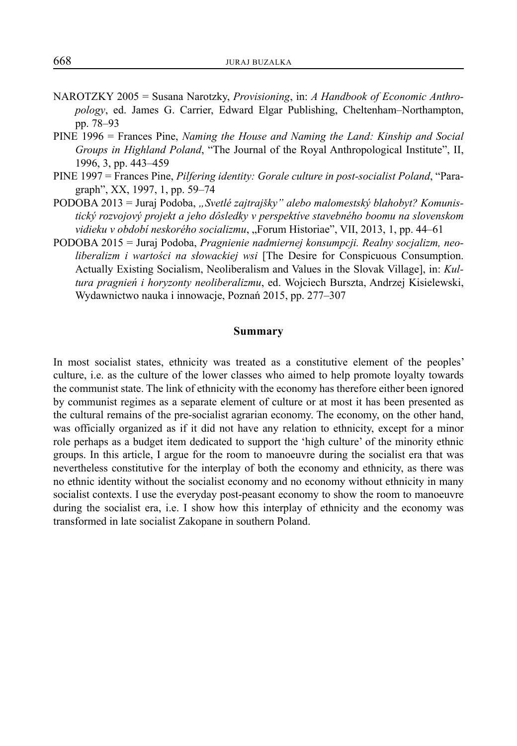NAROTZKY 2005 = Susana Narotzky, *Provisioning*, in: *A Handbook of Economic Anthropology*, ed. James G. Carrier, Edward Elgar Publishing, Cheltenham–Northampton, pp. 78–93

PINE 1996 = Frances Pine, *Naming the House and Naming the Land: Kinship and Social Groups in Highland Poland*, "The Journal of the Royal Anthropological Institute", II, 1996, 3, pp. 443–459

PINE 1997 = Frances Pine, *Pilfering identity: Gorale culture in post-socialist Poland*, "Paragraph", XX, 1997, 1, pp. 59–74

PODOBA 2013 = Juraj Podoba, *„Svetlé zajtrajšky" alebo malomestský blahobyt? Komunistický rozvojový projekt a jeho dôsledky v perspektíve stavebného boomu na slovenskom vidieku v období neskorého socializmu*, „Forum Historiae", VII, 2013, 1, pp. 44–61

PODOBA 2015 = Juraj Podoba, *Pragnienie nadmiernej konsumpcji. Realny socjalizm, neoliberalizm i wartości na słowackiej wsi* [The Desire for Conspicuous Consumption. Actually Existing Socialism, Neoliberalism and Values in the Slovak Village], in: *Kultura pragnień i horyzonty neoliberalizmu*, ed. Wojciech Burszta, Andrzej Kisielewski, Wydawnictwo nauka i innowacje, Poznań 2015, pp. 277–307

## Summary

In most socialist states, ethnicity was treated as a constitutive element of the peoples' culture, i.e. as the culture of the lower classes who aimed to help promote loyalty towards the communist state. The link of ethnicity with the economy has therefore either been ignored by communist regimes as a separate element of culture or at most it has been presented as the cultural remains of the pre-socialist agrarian economy. The economy, on the other hand, was officially organized as if it did not have any relation to ethnicity, except for a minor role perhaps as a budget item dedicated to support the 'high culture' of the minority ethnic groups. In this article, I argue for the room to manoeuvre during the socialist era that was nevertheless constitutive for the interplay of both the economy and ethnicity, as there was no ethnic identity without the socialist economy and no economy without ethnicity in many socialist contexts. I use the everyday post-peasant economy to show the room to manoeuvre during the socialist era, i.e. I show how this interplay of ethnicity and the economy was transformed in late socialist Zakopane in southern Poland.